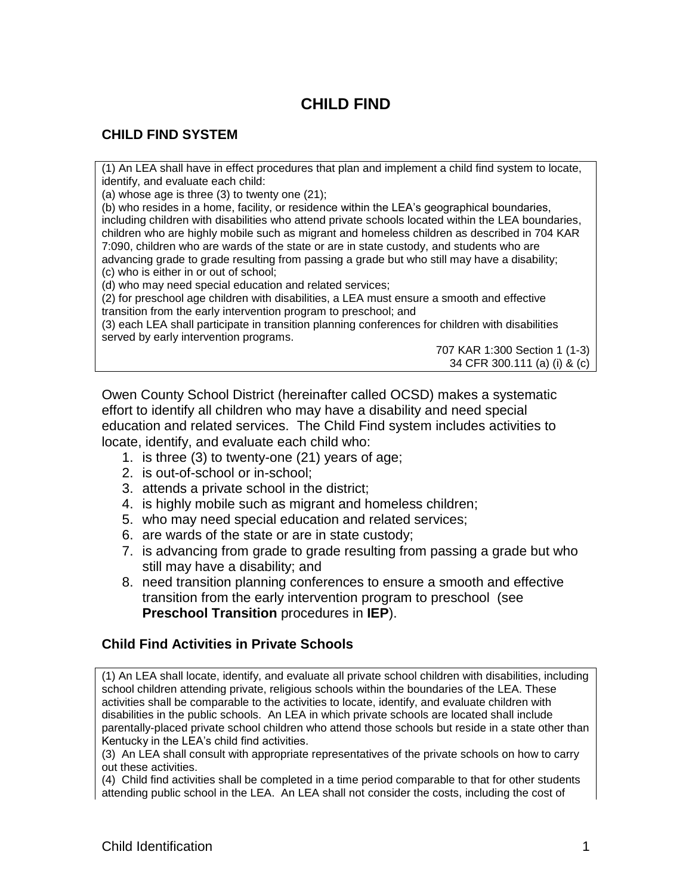# CHILD FIND

## CHILD FIND SYSTEM

> (1) An LEA shall have in effect procedures that plan and implement a child find system to locate, identify, and evaluate each child:
> (a) whose age is three (3) to twenty one (21);
> (b) who resides in a home, facility, or residence within the LEA's geographical boundaries, including children with disabilities who attend private schools located within the LEA boundaries, children who are highly mobile such as migrant and homeless children as described in 704 KAR 7:090, children who are wards of the state or are in state custody, and students who are advancing grade to grade resulting from passing a grade but who still may have a disability;
> (c) who is either in or out of school;
> (d) who may need special education and related services;
> (2) for preschool age children with disabilities, a LEA must ensure a smooth and effective transition from the early intervention program to preschool; and
> (3) each LEA shall participate in transition planning conferences for children with disabilities served by early intervention programs.
>
> 707 KAR 1:300 Section 1 (1-3)
> 34 CFR 300.111 (a) (i) & (c)

Owen County School District (hereinafter called OCSD) makes a systematic effort to identify all children who may have a disability and need special education and related services. The Child Find system includes activities to locate, identify, and evaluate each child who:

1. is three (3) to twenty-one (21) years of age;
2. is out-of-school or in-school;
3. attends a private school in the district;
4. is highly mobile such as migrant and homeless children;
5. who may need special education and related services;
6. are wards of the state or are in state custody;
7. is advancing from grade to grade resulting from passing a grade but who still may have a disability; and
8. need transition planning conferences to ensure a smooth and effective transition from the early intervention program to preschool (see **Preschool Transition** procedures in **IEP**).

### Child Find Activities in Private Schools

> (1) An LEA shall locate, identify, and evaluate all private school children with disabilities, including school children attending private, religious schools within the boundaries of the LEA. These activities shall be comparable to the activities to locate, identify, and evaluate children with disabilities in the public schools. An LEA in which private schools are located shall include parentally-placed private school children who attend those schools but reside in a state other than Kentucky in the LEA's child find activities.
> (3) An LEA shall consult with appropriate representatives of the private schools on how to carry out these activities.
> (4) Child find activities shall be completed in a time period comparable to that for other students attending public school in the LEA. An LEA shall not consider the costs, including the cost of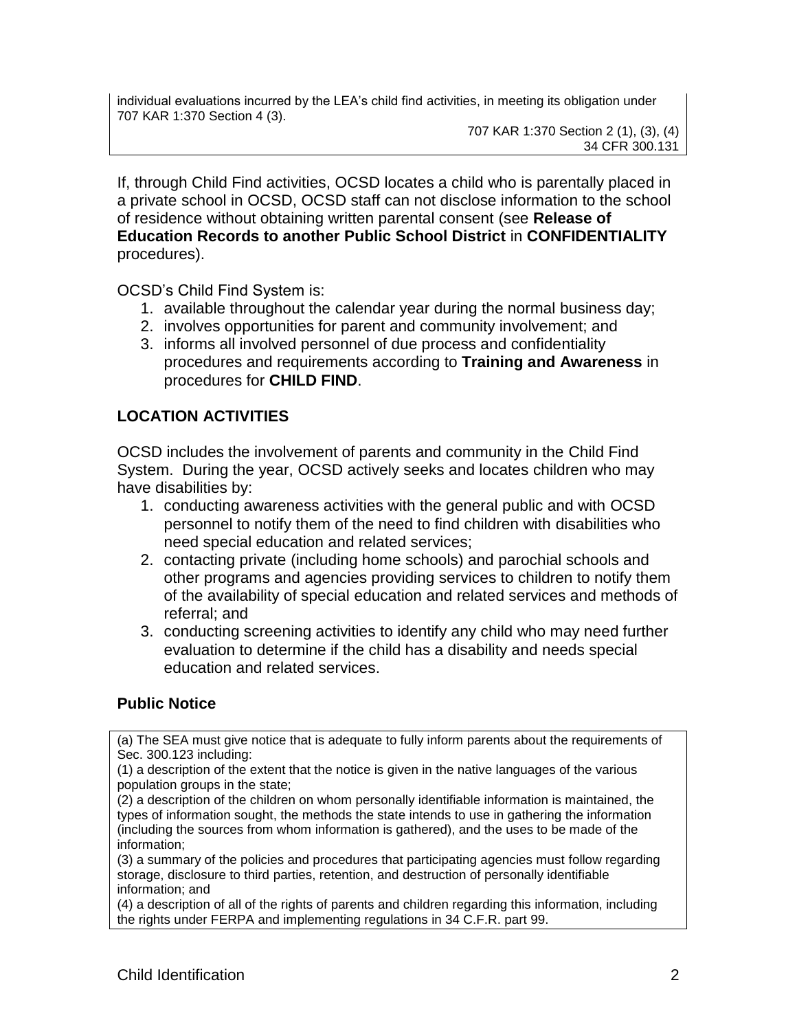individual evaluations incurred by the LEA's child find activities, in meeting its obligation under 707 KAR 1:370 Section 4 (3).

707 KAR 1:370 Section 2 (1), (3), (4)
34 CFR 300.131

If, through Child Find activities, OCSD locates a child who is parentally placed in a private school in OCSD, OCSD staff can not disclose information to the school of residence without obtaining written parental consent (see **Release of Education Records to another Public School District** in **CONFIDENTIALITY** procedures).

OCSD's Child Find System is:

1. available throughout the calendar year during the normal business day;
2. involves opportunities for parent and community involvement; and
3. informs all involved personnel of due process and confidentiality procedures and requirements according to **Training and Awareness** in procedures for **CHILD FIND**.

## LOCATION ACTIVITIES

OCSD includes the involvement of parents and community in the Child Find System. During the year, OCSD actively seeks and locates children who may have disabilities by:

1. conducting awareness activities with the general public and with OCSD personnel to notify them of the need to find children with disabilities who need special education and related services;
2. contacting private (including home schools) and parochial schools and other programs and agencies providing services to children to notify them of the availability of special education and related services and methods of referral; and
3. conducting screening activities to identify any child who may need further evaluation to determine if the child has a disability and needs special education and related services.

### Public Notice

(a) The SEA must give notice that is adequate to fully inform parents about the requirements of Sec. 300.123 including:
(1) a description of the extent that the notice is given in the native languages of the various population groups in the state;
(2) a description of the children on whom personally identifiable information is maintained, the types of information sought, the methods the state intends to use in gathering the information (including the sources from whom information is gathered), and the uses to be made of the information;
(3) a summary of the policies and procedures that participating agencies must follow regarding storage, disclosure to third parties, retention, and destruction of personally identifiable information; and
(4) a description of all of the rights of parents and children regarding this information, including the rights under FERPA and implementing regulations in 34 C.F.R. part 99.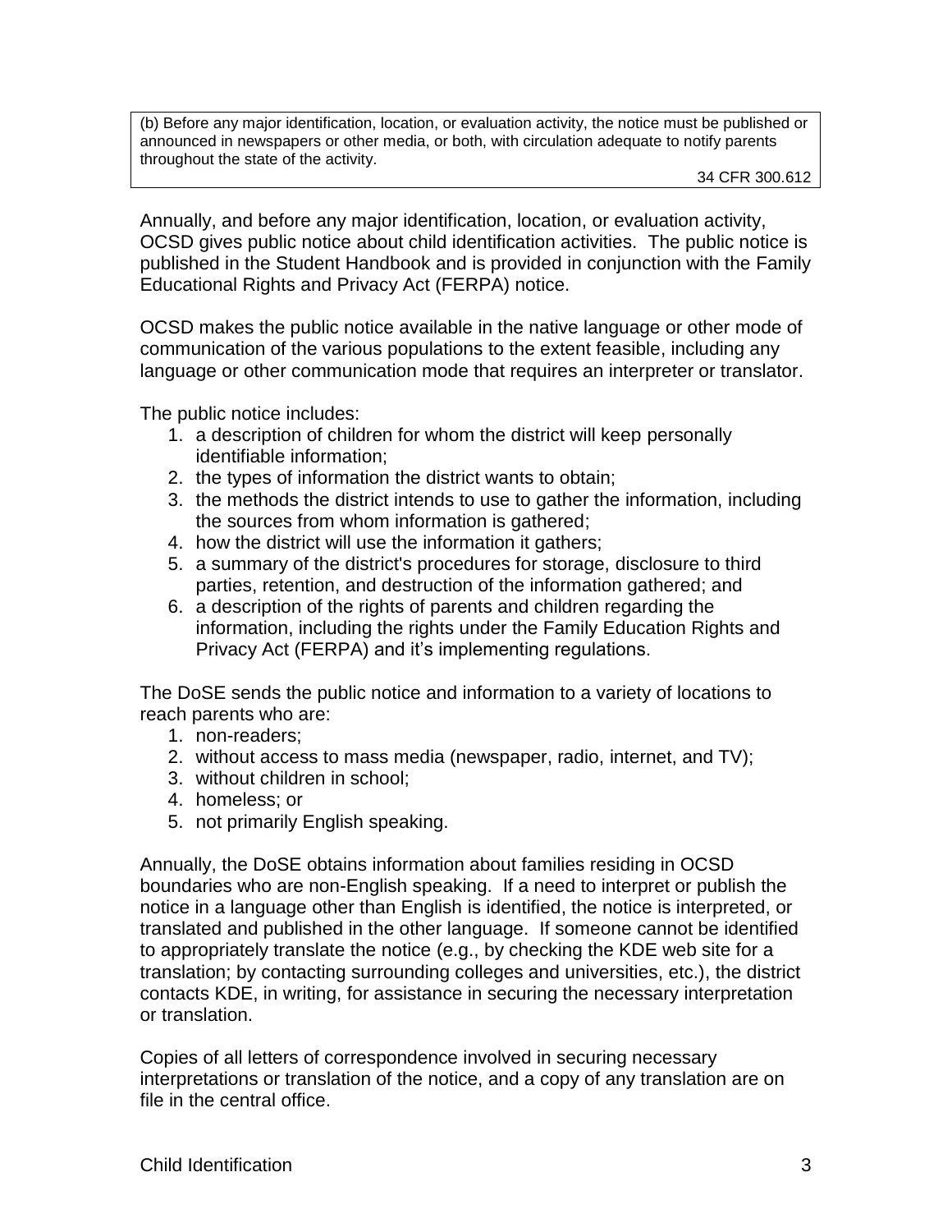> (b) Before any major identification, location, or evaluation activity, the notice must be published or announced in newspapers or other media, or both, with circulation adequate to notify parents throughout the state of the activity.
>
> 34 CFR 300.612

Annually, and before any major identification, location, or evaluation activity, OCSD gives public notice about child identification activities. The public notice is published in the Student Handbook and is provided in conjunction with the Family Educational Rights and Privacy Act (FERPA) notice.

OCSD makes the public notice available in the native language or other mode of communication of the various populations to the extent feasible, including any language or other communication mode that requires an interpreter or translator.

The public notice includes:

1. a description of children for whom the district will keep personally identifiable information;
2. the types of information the district wants to obtain;
3. the methods the district intends to use to gather the information, including the sources from whom information is gathered;
4. how the district will use the information it gathers;
5. a summary of the district's procedures for storage, disclosure to third parties, retention, and destruction of the information gathered; and
6. a description of the rights of parents and children regarding the information, including the rights under the Family Education Rights and Privacy Act (FERPA) and it's implementing regulations.

The DoSE sends the public notice and information to a variety of locations to reach parents who are:

1. non-readers;
2. without access to mass media (newspaper, radio, internet, and TV);
3. without children in school;
4. homeless; or
5. not primarily English speaking.

Annually, the DoSE obtains information about families residing in OCSD boundaries who are non-English speaking. If a need to interpret or publish the notice in a language other than English is identified, the notice is interpreted, or translated and published in the other language. If someone cannot be identified to appropriately translate the notice (e.g., by checking the KDE web site for a translation; by contacting surrounding colleges and universities, etc.), the district contacts KDE, in writing, for assistance in securing the necessary interpretation or translation.

Copies of all letters of correspondence involved in securing necessary interpretations or translation of the notice, and a copy of any translation are on file in the central office.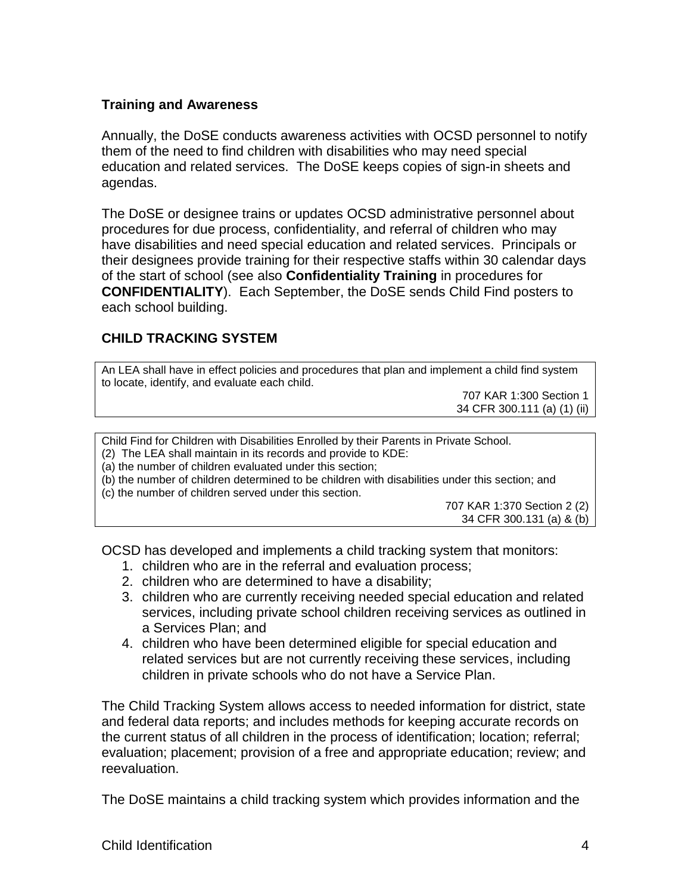### Training and Awareness

Annually, the DoSE conducts awareness activities with OCSD personnel to notify them of the need to find children with disabilities who may need special education and related services. The DoSE keeps copies of sign-in sheets and agendas.

The DoSE or designee trains or updates OCSD administrative personnel about procedures for due process, confidentiality, and referral of children who may have disabilities and need special education and related services. Principals or their designees provide training for their respective staffs within 30 calendar days of the start of school (see also **Confidentiality Training** in procedures for **CONFIDENTIALITY**). Each September, the DoSE sends Child Find posters to each school building.

### CHILD TRACKING SYSTEM

> An LEA shall have in effect policies and procedures that plan and implement a child find system to locate, identify, and evaluate each child.
>
> 707 KAR 1:300 Section 1
> 34 CFR 300.111 (a) (1) (ii)

> Child Find for Children with Disabilities Enrolled by their Parents in Private School.
> (2) The LEA shall maintain in its records and provide to KDE:
> (a) the number of children evaluated under this section;
> (b) the number of children determined to be children with disabilities under this section; and
> (c) the number of children served under this section.
>
> 707 KAR 1:370 Section 2 (2)
> 34 CFR 300.131 (a) & (b)

OCSD has developed and implements a child tracking system that monitors:

1. children who are in the referral and evaluation process;
2. children who are determined to have a disability;
3. children who are currently receiving needed special education and related services, including private school children receiving services as outlined in a Services Plan; and
4. children who have been determined eligible for special education and related services but are not currently receiving these services, including children in private schools who do not have a Service Plan.

The Child Tracking System allows access to needed information for district, state and federal data reports; and includes methods for keeping accurate records on the current status of all children in the process of identification; location; referral; evaluation; placement; provision of a free and appropriate education; review; and reevaluation.

The DoSE maintains a child tracking system which provides information and the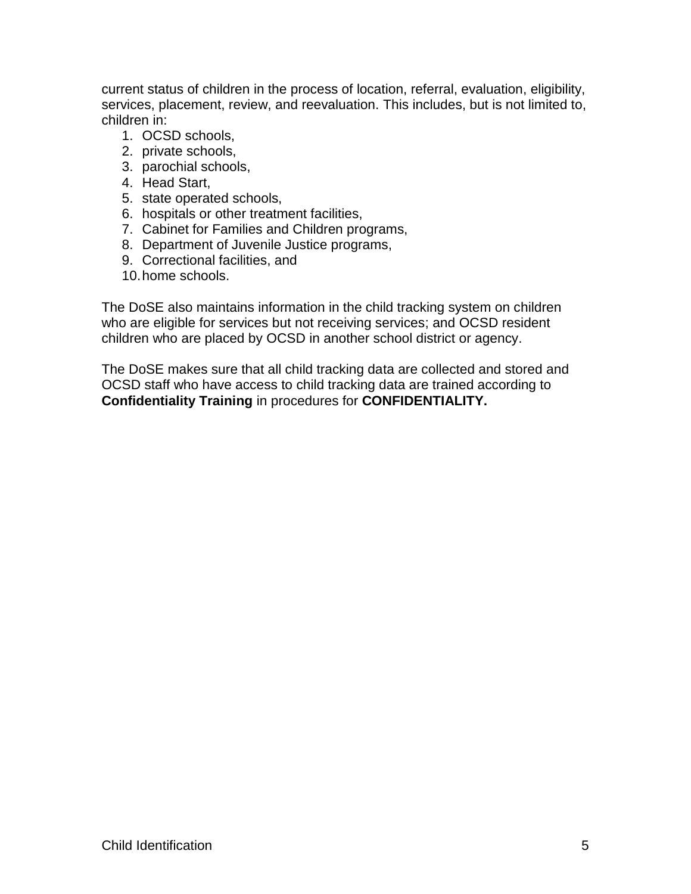current status of children in the process of location, referral, evaluation, eligibility, services, placement, review, and reevaluation. This includes, but is not limited to, children in:

1. OCSD schools,
2. private schools,
3. parochial schools,
4. Head Start,
5. state operated schools,
6. hospitals or other treatment facilities,
7. Cabinet for Families and Children programs,
8. Department of Juvenile Justice programs,
9. Correctional facilities, and
10. home schools.

The DoSE also maintains information in the child tracking system on children who are eligible for services but not receiving services; and OCSD resident children who are placed by OCSD in another school district or agency.

The DoSE makes sure that all child tracking data are collected and stored and OCSD staff who have access to child tracking data are trained according to **Confidentiality Training** in procedures for **CONFIDENTIALITY.**